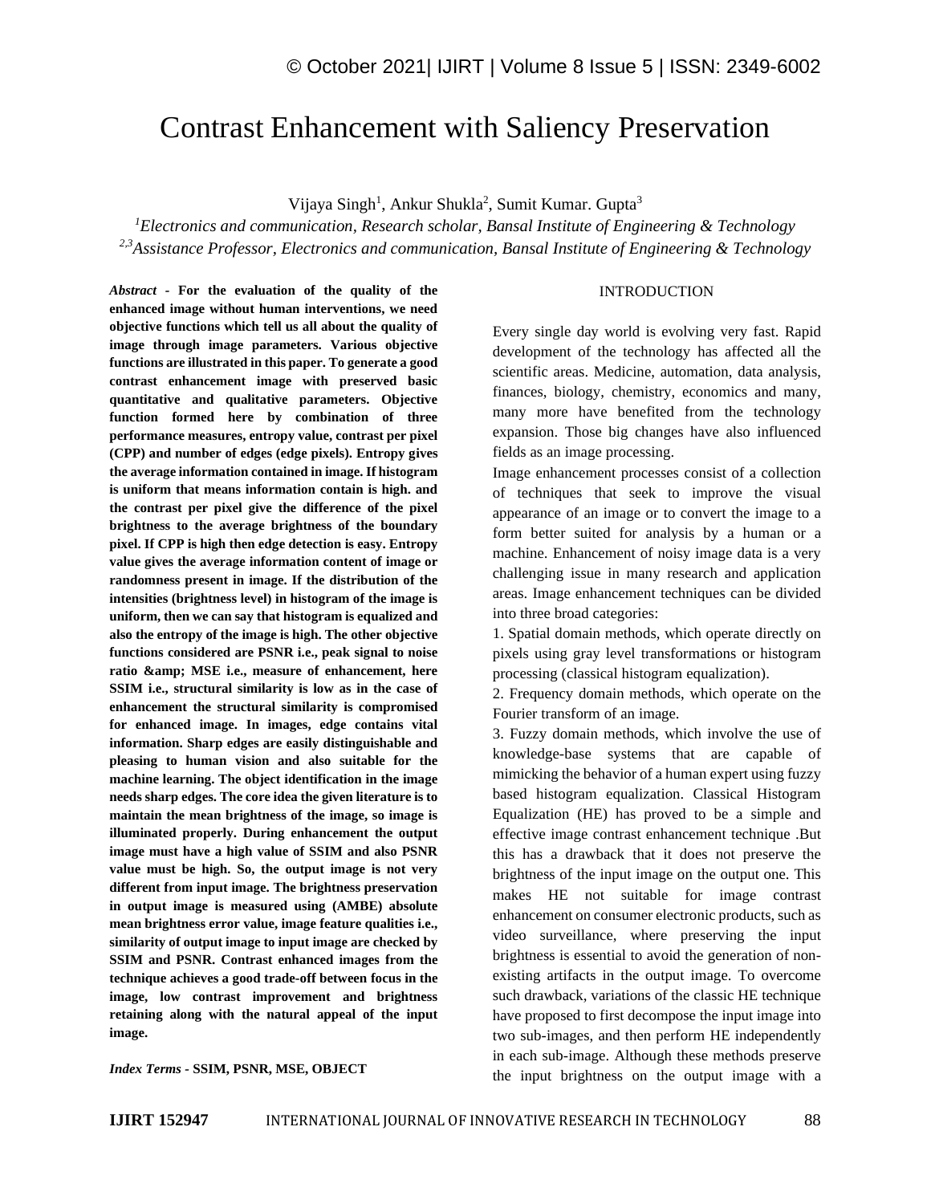# Contrast Enhancement with Saliency Preservation

Vijaya Singh[1], Ankur Shukla[2], Sumit Kumar. Gupta[3]

[1]*Electronics and communication, Research scholar, Bansal Institute of Engineering & Technology*
[2,3]*Assistance Professor, Electronics and communication, Bansal Institute of Engineering & Technology*

***Abstract*** **- For the evaluation of the quality of the enhanced image without human interventions, we need objective functions which tell us all about the quality of image through image parameters. Various objective functions are illustrated in this paper. To generate a good contrast enhancement image with preserved basic quantitative and qualitative parameters. Objective function formed here by combination of three performance measures, entropy value, contrast per pixel (CPP) and number of edges (edge pixels). Entropy gives the average information contained in image. If histogram is uniform that means information contain is high. and the contrast per pixel give the difference of the pixel brightness to the average brightness of the boundary pixel. If CPP is high then edge detection is easy. Entropy value gives the average information content of image or randomness present in image. If the distribution of the intensities (brightness level) in histogram of the image is uniform, then we can say that histogram is equalized and also the entropy of the image is high. The other objective functions considered are PSNR i.e., peak signal to noise ratio &amp; MSE i.e., measure of enhancement, here SSIM i.e., structural similarity is low as in the case of enhancement the structural similarity is compromised for enhanced image. In images, edge contains vital information. Sharp edges are easily distinguishable and pleasing to human vision and also suitable for the machine learning. The object identification in the image needs sharp edges. The core idea the given literature is to maintain the mean brightness of the image, so image is illuminated properly. During enhancement the output image must have a high value of SSIM and also PSNR value must be high. So, the output image is not very different from input image. The brightness preservation in output image is measured using (AMBE) absolute mean brightness error value, image feature qualities i.e., similarity of output image to input image are checked by SSIM and PSNR. Contrast enhanced images from the technique achieves a good trade-off between focus in the image, low contrast improvement and brightness retaining along with the natural appeal of the input image.**

***Index Terms*** **- SSIM, PSNR, MSE, OBJECT**

## INTRODUCTION

Every single day world is evolving very fast. Rapid development of the technology has affected all the scientific areas. Medicine, automation, data analysis, finances, biology, chemistry, economics and many, many more have benefited from the technology expansion. Those big changes have also influenced fields as an image processing.

Image enhancement processes consist of a collection of techniques that seek to improve the visual appearance of an image or to convert the image to a form better suited for analysis by a human or a machine. Enhancement of noisy image data is a very challenging issue in many research and application areas. Image enhancement techniques can be divided into three broad categories:

1. Spatial domain methods, which operate directly on pixels using gray level transformations or histogram processing (classical histogram equalization).
2. Frequency domain methods, which operate on the Fourier transform of an image.
3. Fuzzy domain methods, which involve the use of knowledge-base systems that are capable of mimicking the behavior of a human expert using fuzzy based histogram equalization. Classical Histogram Equalization (HE) has proved to be a simple and effective image contrast enhancement technique .But this has a drawback that it does not preserve the brightness of the input image on the output one. This makes HE not suitable for image contrast enhancement on consumer electronic products, such as video surveillance, where preserving the input brightness is essential to avoid the generation of non-existing artifacts in the output image. To overcome such drawback, variations of the classic HE technique have proposed to first decompose the input image into two sub-images, and then perform HE independently in each sub-image. Although these methods preserve the input brightness on the output image with a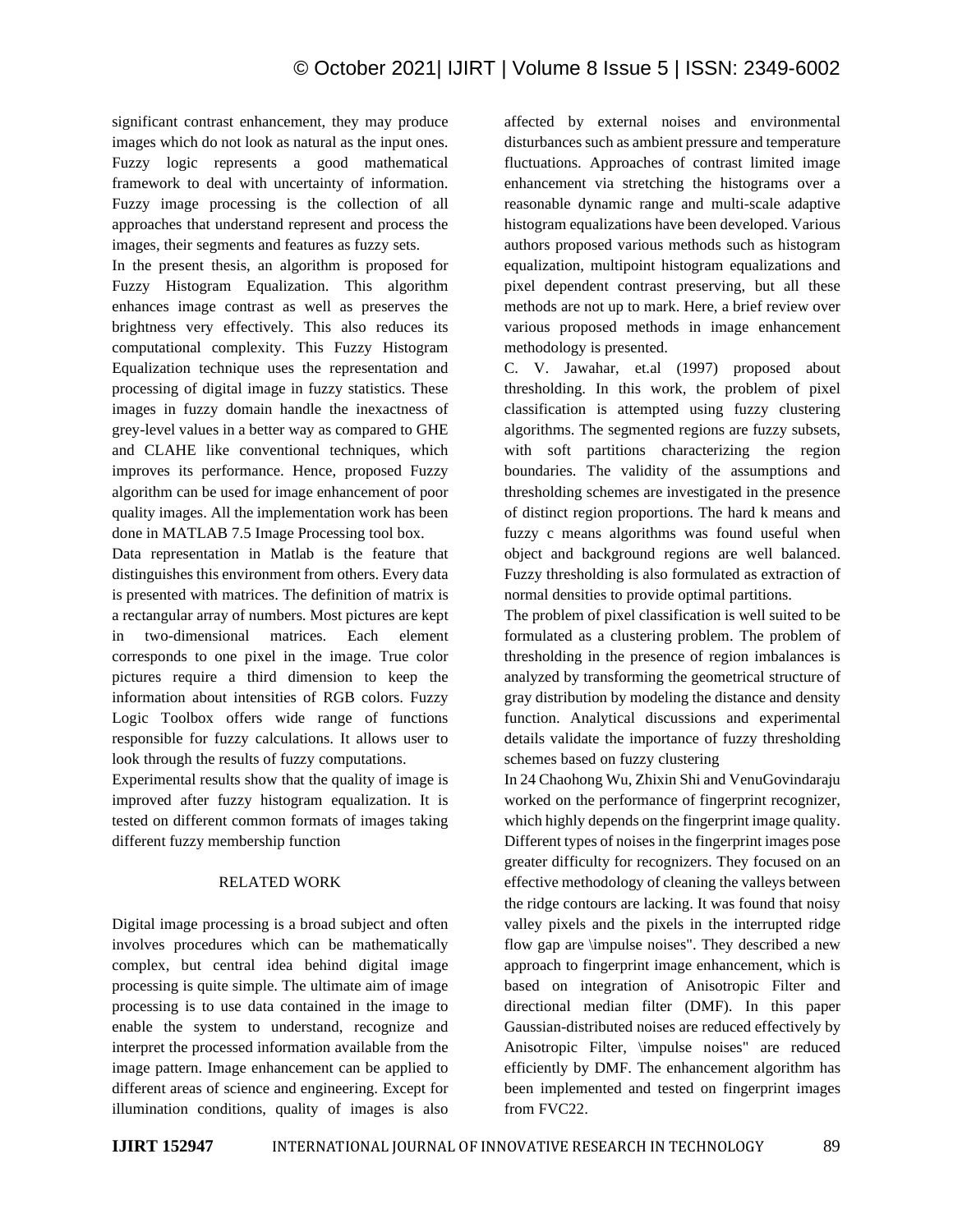significant contrast enhancement, they may produce images which do not look as natural as the input ones. Fuzzy logic represents a good mathematical framework to deal with uncertainty of information. Fuzzy image processing is the collection of all approaches that understand represent and process the images, their segments and features as fuzzy sets.

In the present thesis, an algorithm is proposed for Fuzzy Histogram Equalization. This algorithm enhances image contrast as well as preserves the brightness very effectively. This also reduces its computational complexity. This Fuzzy Histogram Equalization technique uses the representation and processing of digital image in fuzzy statistics. These images in fuzzy domain handle the inexactness of grey-level values in a better way as compared to GHE and CLAHE like conventional techniques, which improves its performance. Hence, proposed Fuzzy algorithm can be used for image enhancement of poor quality images. All the implementation work has been done in MATLAB 7.5 Image Processing tool box.

Data representation in Matlab is the feature that distinguishes this environment from others. Every data is presented with matrices. The definition of matrix is a rectangular array of numbers. Most pictures are kept in two-dimensional matrices. Each element corresponds to one pixel in the image. True color pictures require a third dimension to keep the information about intensities of RGB colors. Fuzzy Logic Toolbox offers wide range of functions responsible for fuzzy calculations. It allows user to look through the results of fuzzy computations.

Experimental results show that the quality of image is improved after fuzzy histogram equalization. It is tested on different common formats of images taking different fuzzy membership function

## RELATED WORK

Digital image processing is a broad subject and often involves procedures which can be mathematically complex, but central idea behind digital image processing is quite simple. The ultimate aim of image processing is to use data contained in the image to enable the system to understand, recognize and interpret the processed information available from the image pattern. Image enhancement can be applied to different areas of science and engineering. Except for illumination conditions, quality of images is also affected by external noises and environmental disturbances such as ambient pressure and temperature fluctuations. Approaches of contrast limited image enhancement via stretching the histograms over a reasonable dynamic range and multi-scale adaptive histogram equalizations have been developed. Various authors proposed various methods such as histogram equalization, multipoint histogram equalizations and pixel dependent contrast preserving, but all these methods are not up to mark. Here, a brief review over various proposed methods in image enhancement methodology is presented.

C. V. Jawahar, et.al (1997) proposed about thresholding. In this work, the problem of pixel classification is attempted using fuzzy clustering algorithms. The segmented regions are fuzzy subsets, with soft partitions characterizing the region boundaries. The validity of the assumptions and thresholding schemes are investigated in the presence of distinct region proportions. The hard k means and fuzzy c means algorithms was found useful when object and background regions are well balanced. Fuzzy thresholding is also formulated as extraction of normal densities to provide optimal partitions.

The problem of pixel classification is well suited to be formulated as a clustering problem. The problem of thresholding in the presence of region imbalances is analyzed by transforming the geometrical structure of gray distribution by modeling the distance and density function. Analytical discussions and experimental details validate the importance of fuzzy thresholding schemes based on fuzzy clustering

In 24 Chaohong Wu, Zhixin Shi and VenuGovindaraju worked on the performance of fingerprint recognizer, which highly depends on the fingerprint image quality. Different types of noises in the fingerprint images pose greater difficulty for recognizers. They focused on an effective methodology of cleaning the valleys between the ridge contours are lacking. It was found that noisy valley pixels and the pixels in the interrupted ridge flow gap are \impulse noises". They described a new approach to fingerprint image enhancement, which is based on integration of Anisotropic Filter and directional median filter (DMF). In this paper Gaussian-distributed noises are reduced effectively by Anisotropic Filter, \impulse noises" are reduced efficiently by DMF. The enhancement algorithm has been implemented and tested on fingerprint images from FVC22.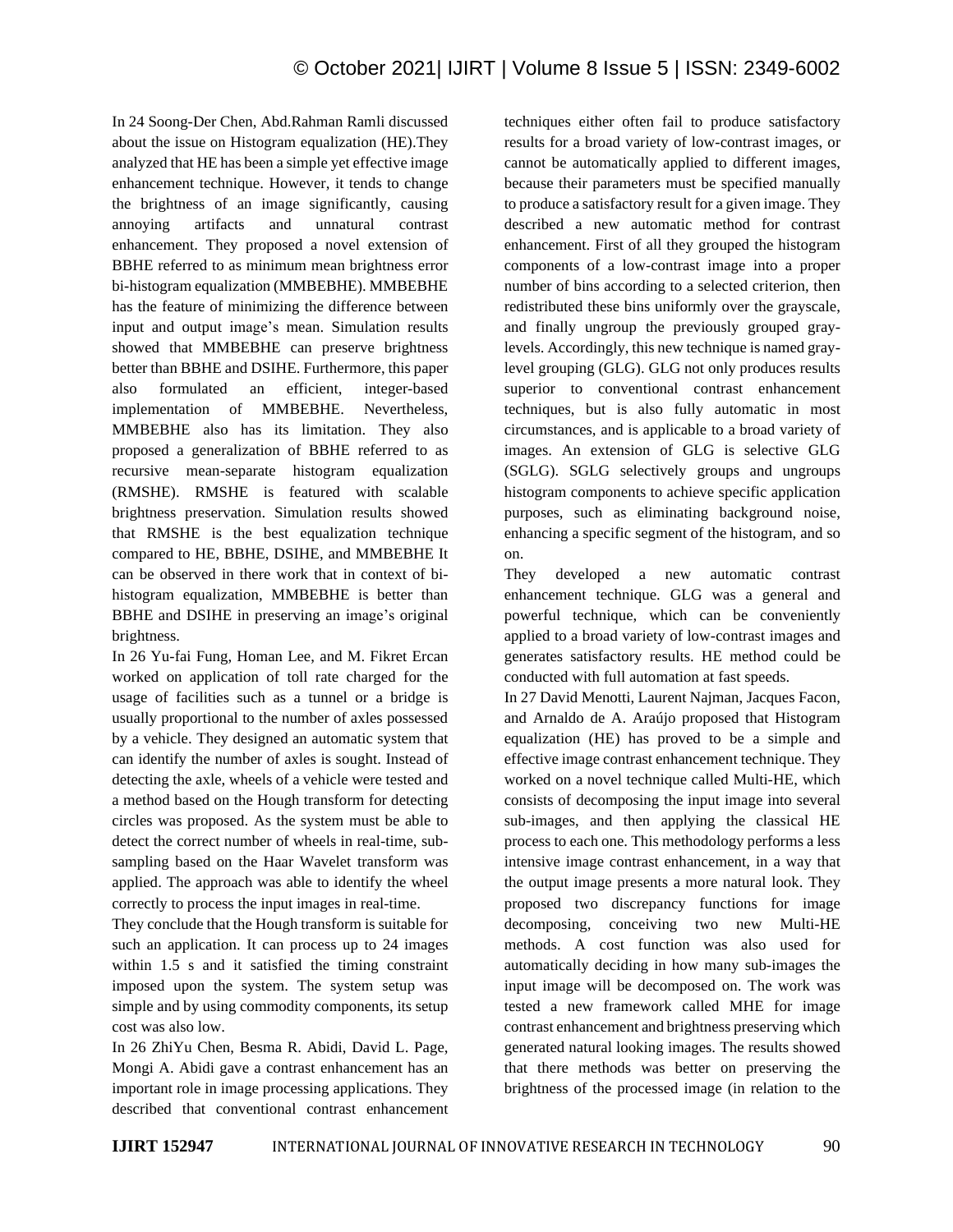In 24 Soong-Der Chen, Abd.Rahman Ramli discussed about the issue on Histogram equalization (HE).They analyzed that HE has been a simple yet effective image enhancement technique. However, it tends to change the brightness of an image significantly, causing annoying artifacts and unnatural contrast enhancement. They proposed a novel extension of BBHE referred to as minimum mean brightness error bi-histogram equalization (MMBEBHE). MMBEBHE has the feature of minimizing the difference between input and output image's mean. Simulation results showed that MMBEBHE can preserve brightness better than BBHE and DSIHE. Furthermore, this paper also formulated an efficient, integer-based implementation of MMBEBHE. Nevertheless, MMBEBHE also has its limitation. They also proposed a generalization of BBHE referred to as recursive mean-separate histogram equalization (RMSHE). RMSHE is featured with scalable brightness preservation. Simulation results showed that RMSHE is the best equalization technique compared to HE, BBHE, DSIHE, and MMBEBHE It can be observed in there work that in context of bi-histogram equalization, MMBEBHE is better than BBHE and DSIHE in preserving an image's original brightness.

In 26 Yu-fai Fung, Homan Lee, and M. Fikret Ercan worked on application of toll rate charged for the usage of facilities such as a tunnel or a bridge is usually proportional to the number of axles possessed by a vehicle. They designed an automatic system that can identify the number of axles is sought. Instead of detecting the axle, wheels of a vehicle were tested and a method based on the Hough transform for detecting circles was proposed. As the system must be able to detect the correct number of wheels in real-time, sub-sampling based on the Haar Wavelet transform was applied. The approach was able to identify the wheel correctly to process the input images in real-time.

They conclude that the Hough transform is suitable for such an application. It can process up to 24 images within 1.5 s and it satisfied the timing constraint imposed upon the system. The system setup was simple and by using commodity components, its setup cost was also low.

In 26 ZhiYu Chen, Besma R. Abidi, David L. Page, Mongi A. Abidi gave a contrast enhancement has an important role in image processing applications. They described that conventional contrast enhancement techniques either often fail to produce satisfactory results for a broad variety of low-contrast images, or cannot be automatically applied to different images, because their parameters must be specified manually to produce a satisfactory result for a given image. They described a new automatic method for contrast enhancement. First of all they grouped the histogram components of a low-contrast image into a proper number of bins according to a selected criterion, then redistributed these bins uniformly over the grayscale, and finally ungroup the previously grouped gray-levels. Accordingly, this new technique is named gray-level grouping (GLG). GLG not only produces results superior to conventional contrast enhancement techniques, but is also fully automatic in most circumstances, and is applicable to a broad variety of images. An extension of GLG is selective GLG (SGLG). SGLG selectively groups and ungroups histogram components to achieve specific application purposes, such as eliminating background noise, enhancing a specific segment of the histogram, and so on.

They developed a new automatic contrast enhancement technique. GLG was a general and powerful technique, which can be conveniently applied to a broad variety of low-contrast images and generates satisfactory results. HE method could be conducted with full automation at fast speeds.

In 27 David Menotti, Laurent Najman, Jacques Facon, and Arnaldo de A. Araújo proposed that Histogram equalization (HE) has proved to be a simple and effective image contrast enhancement technique. They worked on a novel technique called Multi-HE, which consists of decomposing the input image into several sub-images, and then applying the classical HE process to each one. This methodology performs a less intensive image contrast enhancement, in a way that the output image presents a more natural look. They proposed two discrepancy functions for image decomposing, conceiving two new Multi-HE methods. A cost function was also used for automatically deciding in how many sub-images the input image will be decomposed on. The work was tested a new framework called MHE for image contrast enhancement and brightness preserving which generated natural looking images. The results showed that there methods was better on preserving the brightness of the processed image (in relation to the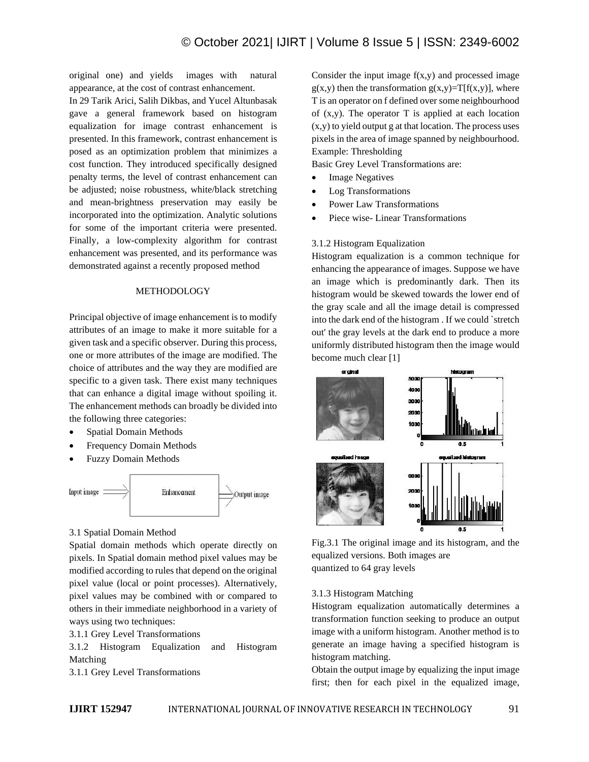original one) and yields images with natural appearance, at the cost of contrast enhancement.

In 29 Tarik Arici, Salih Dikbas, and Yucel Altunbasak gave a general framework based on histogram equalization for image contrast enhancement is presented. In this framework, contrast enhancement is posed as an optimization problem that minimizes a cost function. They introduced specifically designed penalty terms, the level of contrast enhancement can be adjusted; noise robustness, white/black stretching and mean-brightness preservation may easily be incorporated into the optimization. Analytic solutions for some of the important criteria were presented. Finally, a low-complexity algorithm for contrast enhancement was presented, and its performance was demonstrated against a recently proposed method

## METHODOLOGY

Principal objective of image enhancement is to modify attributes of an image to make it more suitable for a given task and a specific observer. During this process, one or more attributes of the image are modified. The choice of attributes and the way they are modified are specific to a given task. There exist many techniques that can enhance a digital image without spoiling it. The enhancement methods can broadly be divided into the following three categories:

- Spatial Domain Methods
- Frequency Domain Methods
- Fuzzy Domain Methods

Input image ⟹ Enhancement ⟹ Output image

### 3.1 Spatial Domain Method

Spatial domain methods which operate directly on pixels. In Spatial domain method pixel values may be modified according to rules that depend on the original pixel value (local or point processes). Alternatively, pixel values may be combined with or compared to others in their immediate neighborhood in a variety of ways using two techniques:

3.1.1 Grey Level Transformations

3.1.2 Histogram Equalization and Histogram Matching

#### 3.1.1 Grey Level Transformations

Consider the input image $f(x,y)$ and processed image $g(x,y)$ then the transformation $g(x,y)=T[f(x,y)]$, where T is an operator on f defined over some neighbourhood of $(x,y)$. The operator T is applied at each location $(x,y)$ to yield output g at that location. The process uses pixels in the area of image spanned by neighbourhood. Example: Thresholding

Basic Grey Level Transformations are:

- Image Negatives
- Log Transformations
- Power Law Transformations
- Piece wise- Linear Transformations

#### 3.1.2 Histogram Equalization

Histogram equalization is a common technique for enhancing the appearance of images. Suppose we have an image which is predominantly dark. Then its histogram would be skewed towards the lower end of the gray scale and all the image detail is compressed into the dark end of the histogram . If we could `stretch out' the gray levels at the dark end to produce a more uniformly distributed histogram then the image would become much clear [1]

Fig.3.1 The original image and its histogram, and the equalized versions. Both images are quantized to 64 gray levels

#### 3.1.3 Histogram Matching

Histogram equalization automatically determines a transformation function seeking to produce an output image with a uniform histogram. Another method is to generate an image having a specified histogram is histogram matching.

Obtain the output image by equalizing the input image first; then for each pixel in the equalized image,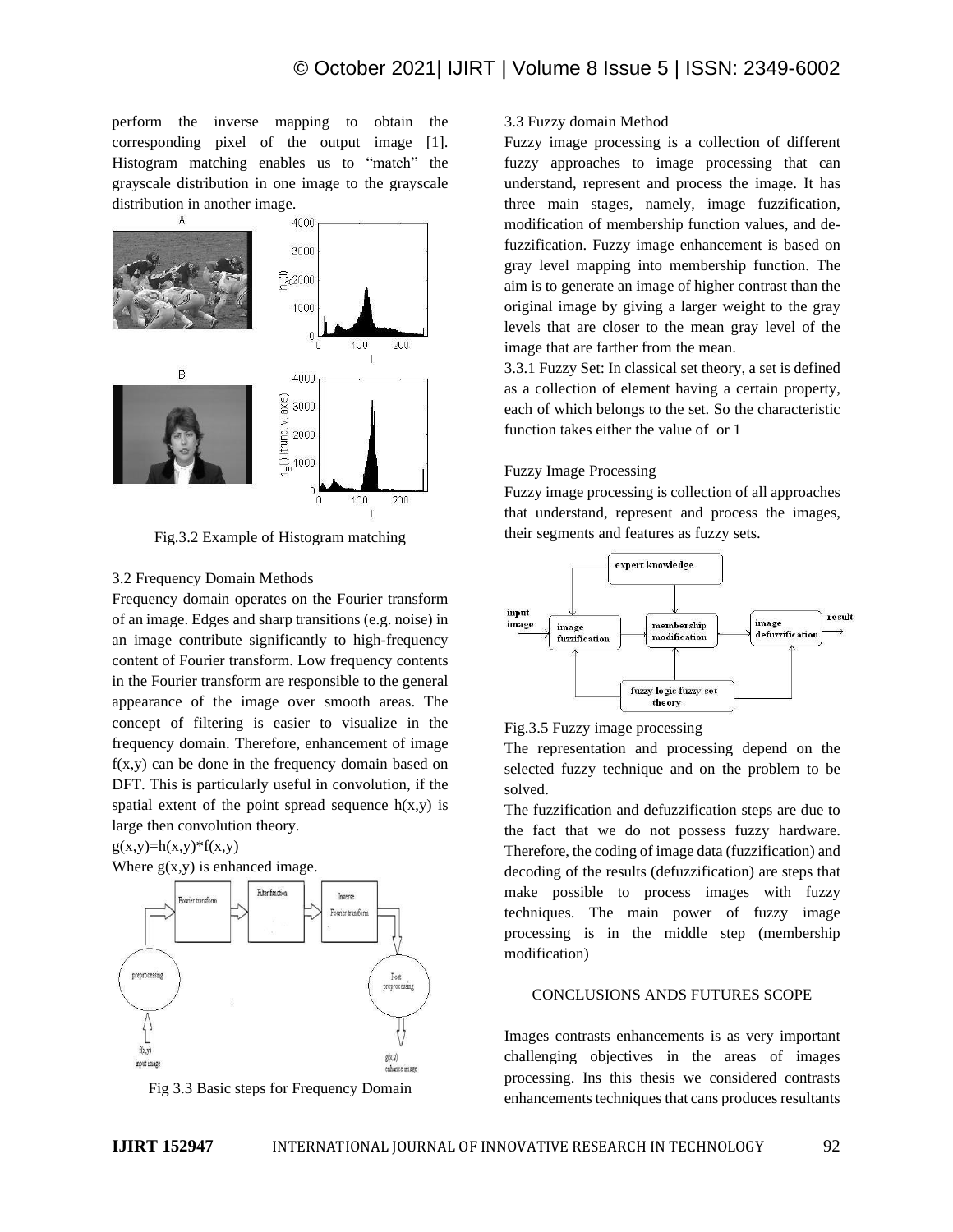perform the inverse mapping to obtain the corresponding pixel of the output image [1]. Histogram matching enables us to “match” the grayscale distribution in one image to the grayscale distribution in another image.

Fig.3.2 Example of Histogram matching

3.2 Frequency Domain Methods

Frequency domain operates on the Fourier transform of an image. Edges and sharp transitions (e.g. noise) in an image contribute significantly to high-frequency content of Fourier transform. Low frequency contents in the Fourier transform are responsible to the general appearance of the image over smooth areas. The concept of filtering is easier to visualize in the frequency domain. Therefore, enhancement of image $f(x,y)$ can be done in the frequency domain based on DFT. This is particularly useful in convolution, if the spatial extent of the point spread sequence $h(x,y)$ is large then convolution theory.

$g(x,y)=h(x,y)*f(x,y)$

Where $g(x,y)$ is enhanced image.

Fig 3.3 Basic steps for Frequency Domain

3.3 Fuzzy domain Method

Fuzzy image processing is a collection of different fuzzy approaches to image processing that can understand, represent and process the image. It has three main stages, namely, image fuzzification, modification of membership function values, and de-fuzzification. Fuzzy image enhancement is based on gray level mapping into membership function. The aim is to generate an image of higher contrast than the original image by giving a larger weight to the gray levels that are closer to the mean gray level of the image that are farther from the mean.

3.3.1 Fuzzy Set: In classical set theory, a set is defined as a collection of element having a certain property, each of which belongs to the set. So the characteristic function takes either the value of  or 1

Fuzzy Image Processing

Fuzzy image processing is collection of all approaches that understand, represent and process the images, their segments and features as fuzzy sets.

Fig.3.5 Fuzzy image processing

The representation and processing depend on the selected fuzzy technique and on the problem to be solved.

The fuzzification and defuzzification steps are due to the fact that we do not possess fuzzy hardware. Therefore, the coding of image data (fuzzification) and decoding of the results (defuzzification) are steps that make possible to process images with fuzzy techniques. The main power of fuzzy image processing is in the middle step (membership modification)

## CONCLUSIONS ANDS FUTURES SCOPE

Images contrasts enhancements is as very important challenging objectives in the areas of images processing. Ins this thesis we considered contrasts enhancements techniques that cans produces resultants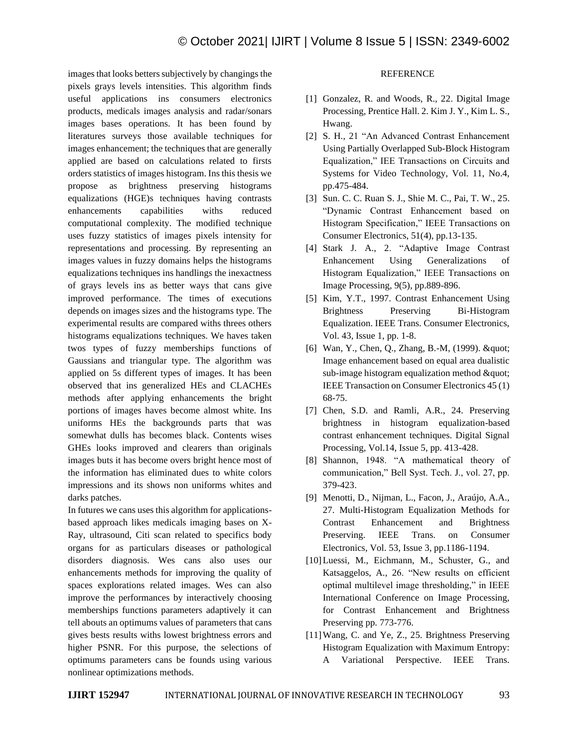images that looks betters subjectively by changings the pixels grays levels intensities. This algorithm finds useful applications ins consumers electronics products, medicals images analysis and radar/sonars images bases operations. It has been found by literatures surveys those available techniques for images enhancement; the techniques that are generally applied are based on calculations related to firsts orders statistics of images histogram. Ins this thesis we propose as brightness preserving histograms equalizations (HGE)s techniques having contrasts enhancements capabilities withs reduced computational complexity. The modified technique uses fuzzy statistics of images pixels intensity for representations and processing. By representing an images values in fuzzy domains helps the histograms equalizations techniques ins handlings the inexactness of grays levels ins as better ways that cans give improved performance. The times of executions depends on images sizes and the histograms type. The experimental results are compared withs threes others histograms equalizations techniques. We haves taken twos types of fuzzy memberships functions of Gaussians and triangular type. The algorithm was applied on 5s different types of images. It has been observed that ins generalized HEs and CLACHEs methods after applying enhancements the bright portions of images haves become almost white. Ins uniforms HEs the backgrounds parts that was somewhat dulls has becomes black. Contents wises GHEs looks improved and clearers than originals images buts it has become overs bright hence most of the information has eliminated dues to white colors impressions and its shows non uniforms whites and darks patches.

In futures we cans uses this algorithm for applications-based approach likes medicals imaging bases on X-Ray, ultrasound, Citi scan related to specifics body organs for as particulars diseases or pathological disorders diagnosis. Wes cans also uses our enhancements methods for improving the quality of spaces explorations related images. Wes can also improve the performances by interactively choosing memberships functions parameters adaptively it can tell abouts an optimums values of parameters that cans gives bests results withs lowest brightness errors and higher PSNR. For this purpose, the selections of optimums parameters cans be founds using various nonlinear optimizations methods.

## REFERENCE

[1] Gonzalez, R. and Woods, R., 22. Digital Image Processing, Prentice Hall. 2. Kim J. Y., Kim L. S., Hwang.

[2] S. H., 21 "An Advanced Contrast Enhancement Using Partially Overlapped Sub-Block Histogram Equalization," IEE Transactions on Circuits and Systems for Video Technology, Vol. 11, No.4, pp.475-484.

[3] Sun. C. C. Ruan S. J., Shie M. C., Pai, T. W., 25. "Dynamic Contrast Enhancement based on Histogram Specification," IEEE Transactions on Consumer Electronics, 51(4), pp.13-135.

[4] Stark J. A., 2. "Adaptive Image Contrast Enhancement Using Generalizations of Histogram Equalization," IEEE Transactions on Image Processing, 9(5), pp.889-896.

[5] Kim, Y.T., 1997. Contrast Enhancement Using Brightness Preserving Bi-Histogram Equalization. IEEE Trans. Consumer Electronics, Vol. 43, Issue 1, pp. 1-8.

[6] Wan, Y., Chen, Q., Zhang, B.-M, (1999). &quot; Image enhancement based on equal area dualistic sub-image histogram equalization method &quot; IEEE Transaction on Consumer Electronics 45 (1) 68-75.

[7] Chen, S.D. and Ramli, A.R., 24. Preserving brightness in histogram equalization-based contrast enhancement techniques. Digital Signal Processing, Vol.14, Issue 5, pp. 413-428.

[8] Shannon, 1948. "A mathematical theory of communication," Bell Syst. Tech. J., vol. 27, pp. 379-423.

[9] Menotti, D., Nijman, L., Facon, J., Araújo, A.A., 27. Multi-Histogram Equalization Methods for Contrast Enhancement and Brightness Preserving. IEEE Trans. on Consumer Electronics, Vol. 53, Issue 3, pp.1186-1194.

[10] Luessi, M., Eichmann, M., Schuster, G., and Katsaggelos, A., 26. "New results on efficient optimal multilevel image thresholding," in IEEE International Conference on Image Processing, for Contrast Enhancement and Brightness Preserving pp. 773-776.

[11] Wang, C. and Ye, Z., 25. Brightness Preserving Histogram Equalization with Maximum Entropy: A Variational Perspective. IEEE Trans.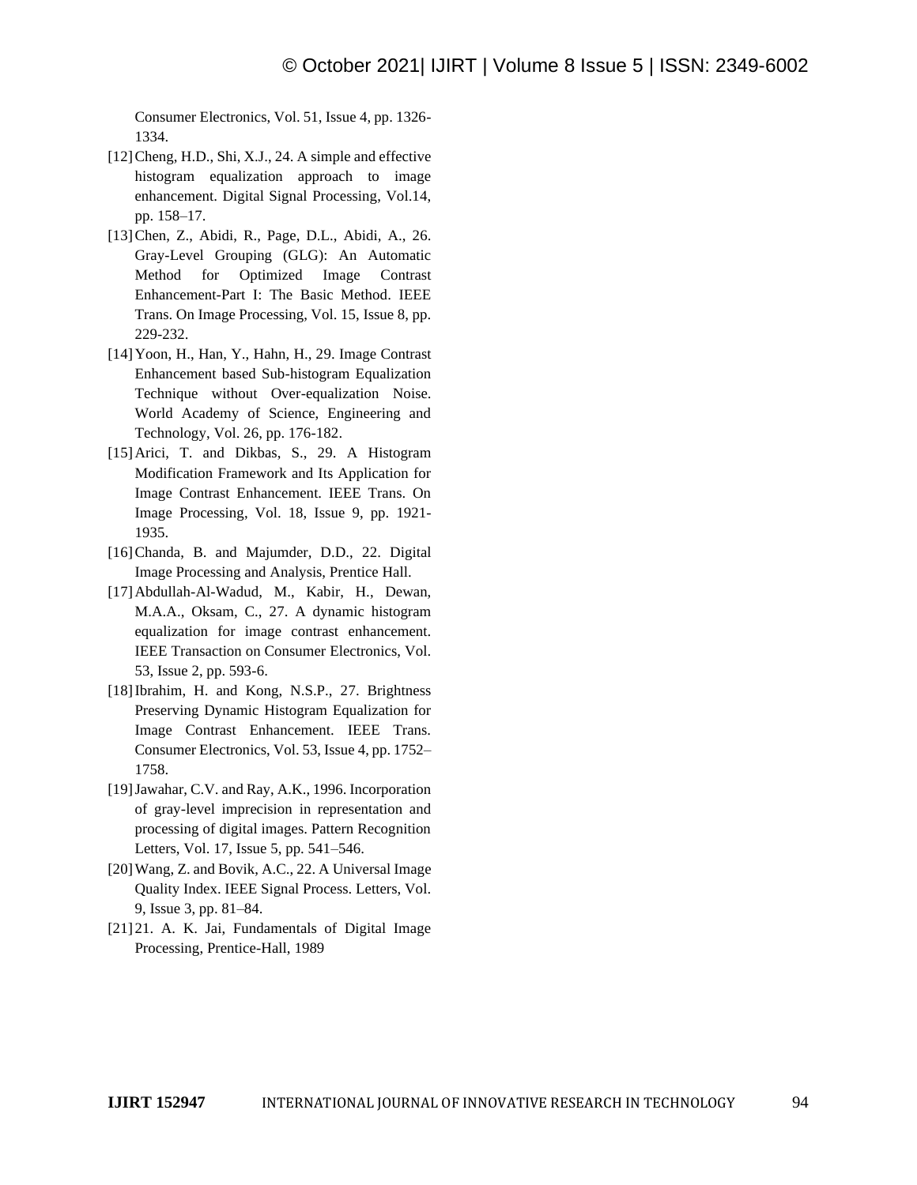Consumer Electronics, Vol. 51, Issue 4, pp. 1326-1334.

[12] Cheng, H.D., Shi, X.J., 24. A simple and effective histogram equalization approach to image enhancement. Digital Signal Processing, Vol.14, pp. 158–17.

[13] Chen, Z., Abidi, R., Page, D.L., Abidi, A., 26. Gray-Level Grouping (GLG): An Automatic Method for Optimized Image Contrast Enhancement-Part I: The Basic Method. IEEE Trans. On Image Processing, Vol. 15, Issue 8, pp. 229-232.

[14] Yoon, H., Han, Y., Hahn, H., 29. Image Contrast Enhancement based Sub-histogram Equalization Technique without Over-equalization Noise. World Academy of Science, Engineering and Technology, Vol. 26, pp. 176-182.

[15] Arici, T. and Dikbas, S., 29. A Histogram Modification Framework and Its Application for Image Contrast Enhancement. IEEE Trans. On Image Processing, Vol. 18, Issue 9, pp. 1921-1935.

[16] Chanda, B. and Majumder, D.D., 22. Digital Image Processing and Analysis, Prentice Hall.

[17] Abdullah-Al-Wadud, M., Kabir, H., Dewan, M.A.A., Oksam, C., 27. A dynamic histogram equalization for image contrast enhancement. IEEE Transaction on Consumer Electronics, Vol. 53, Issue 2, pp. 593-6.

[18] Ibrahim, H. and Kong, N.S.P., 27. Brightness Preserving Dynamic Histogram Equalization for Image Contrast Enhancement. IEEE Trans. Consumer Electronics, Vol. 53, Issue 4, pp. 1752–1758.

[19] Jawahar, C.V. and Ray, A.K., 1996. Incorporation of gray-level imprecision in representation and processing of digital images. Pattern Recognition Letters, Vol. 17, Issue 5, pp. 541–546.

[20] Wang, Z. and Bovik, A.C., 22. A Universal Image Quality Index. IEEE Signal Process. Letters, Vol. 9, Issue 3, pp. 81–84.

[21] 21. A. K. Jai, Fundamentals of Digital Image Processing, Prentice-Hall, 1989